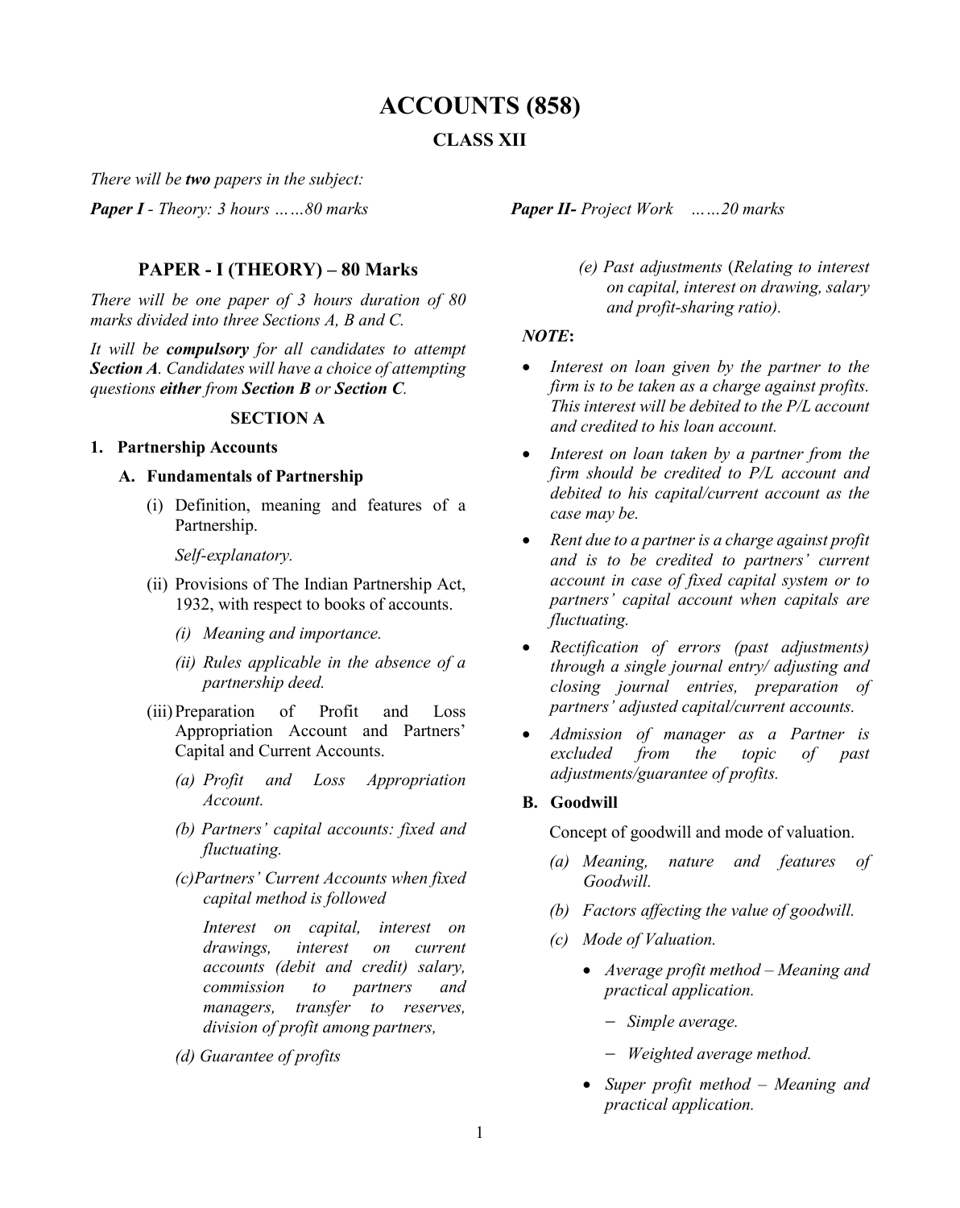# ACCOUNTS (858)

## CLASS XII

*There will be **two** papers in the subject:*

***Paper I** - Theory: 3 hours ……80 marks*

***Paper II-** Project Work ……20 marks*

### PAPER - I (THEORY) – 80 Marks

*There will be one paper of 3 hours duration of 80 marks divided into three Sections A, B and C.*

*It will be **compulsory** for all candidates to attempt **Section A**. Candidates will have a choice of attempting questions **either** from **Section B** or **Section C**.*

### SECTION A

**1. Partnership Accounts**

**A. Fundamentals of Partnership**

(i) Definition, meaning and features of a Partnership.

*Self-explanatory.*

(ii) Provisions of The Indian Partnership Act, 1932, with respect to books of accounts.

*(i) Meaning and importance.*

*(ii) Rules applicable in the absence of a partnership deed.*

(iii) Preparation of Profit and Loss Appropriation Account and Partners' Capital and Current Accounts.

*(a) Profit and Loss Appropriation Account.*

*(b) Partners' capital accounts: fixed and fluctuating.*

*(c) Partners' Current Accounts when fixed capital method is followed*

*Interest on capital, interest on drawings, interest on current accounts (debit and credit) salary, commission to partners and managers, transfer to reserves, division of profit among partners,*

*(d) Guarantee of profits*

*(e) Past adjustments (Relating to interest on capital, interest on drawing, salary and profit-sharing ratio).*

***NOTE*:**

- *Interest on loan given by the partner to the firm is to be taken as a charge against profits. This interest will be debited to the P/L account and credited to his loan account.*
- *Interest on loan taken by a partner from the firm should be credited to P/L account and debited to his capital/current account as the case may be.*
- *Rent due to a partner is a charge against profit and is to be credited to partners' current account in case of fixed capital system or to partners' capital account when capitals are fluctuating.*
- *Rectification of errors (past adjustments) through a single journal entry/ adjusting and closing journal entries, preparation of partners' adjusted capital/current accounts.*
- *Admission of manager as a Partner is excluded from the topic of past adjustments/guarantee of profits.*

**B. Goodwill**

Concept of goodwill and mode of valuation.

*(a) Meaning, nature and features of Goodwill.*

*(b) Factors affecting the value of goodwill.*

*(c) Mode of Valuation.*

- *Average profit method – Meaning and practical application.*
  - *Simple average.*
  - *Weighted average method.*
- *Super profit method – Meaning and practical application.*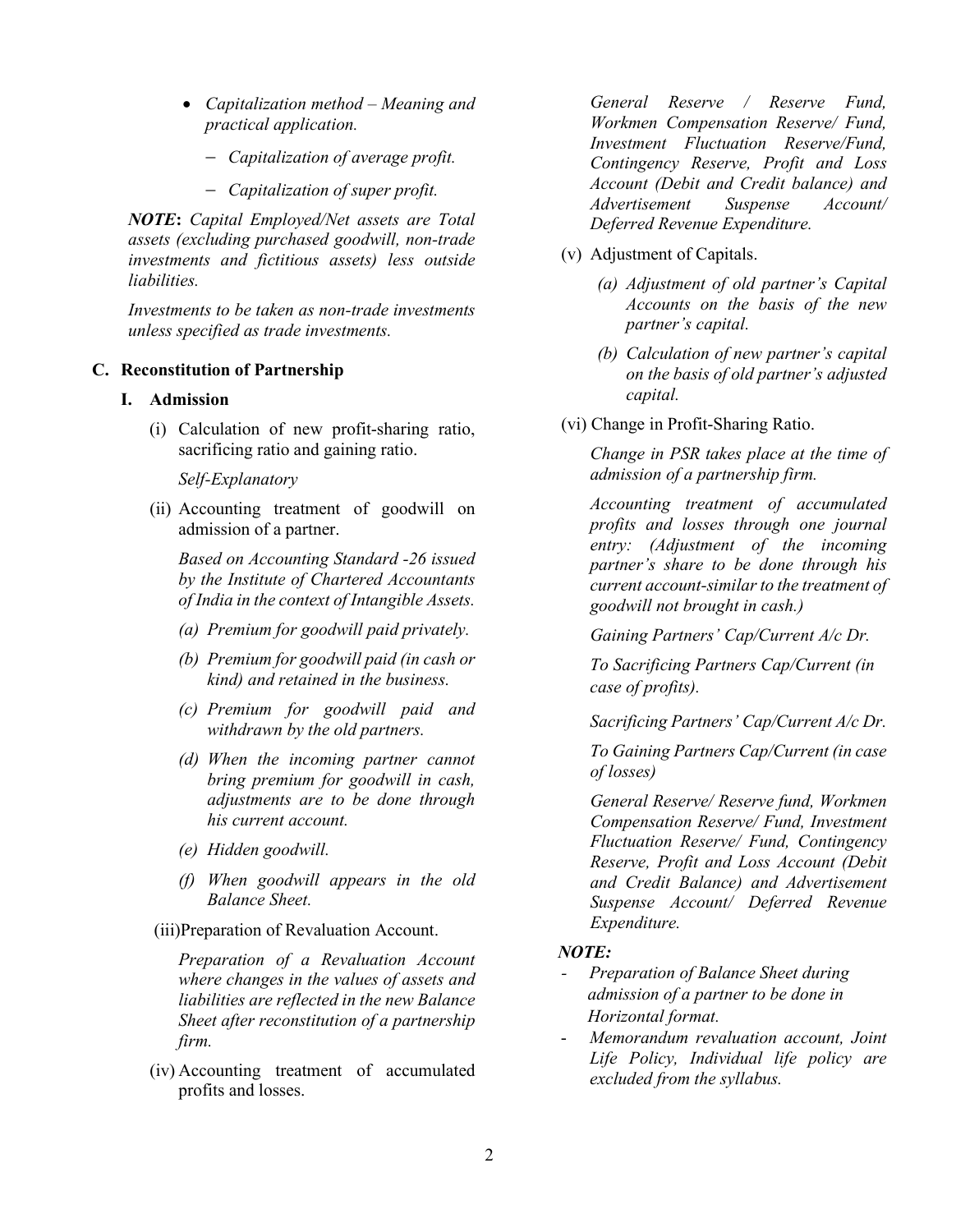- *Capitalization method – Meaning and practical application.*
  - *Capitalization of average profit.*
  - *Capitalization of super profit.*

***NOTE*: *Capital Employed/Net assets are Total assets (excluding purchased goodwill, non-trade investments and fictitious assets) less outside liabilities.***

*Investments to be taken as non-trade investments unless specified as trade investments.*

## C. Reconstitution of Partnership

### I. Admission

(i) Calculation of new profit-sharing ratio, sacrificing ratio and gaining ratio.

*Self-Explanatory*

(ii) Accounting treatment of goodwill on admission of a partner.

*Based on Accounting Standard -26 issued by the Institute of Chartered Accountants of India in the context of Intangible Assets.*

*(a) Premium for goodwill paid privately.*

*(b) Premium for goodwill paid (in cash or kind) and retained in the business.*

*(c) Premium for goodwill paid and withdrawn by the old partners.*

*(d) When the incoming partner cannot bring premium for goodwill in cash, adjustments are to be done through his current account.*

*(e) Hidden goodwill.*

*(f) When goodwill appears in the old Balance Sheet.*

(iii) Preparation of Revaluation Account.

*Preparation of a Revaluation Account where changes in the values of assets and liabilities are reflected in the new Balance Sheet after reconstitution of a partnership firm.*

(iv) Accounting treatment of accumulated profits and losses.

*General Reserve / Reserve Fund, Workmen Compensation Reserve/ Fund, Investment Fluctuation Reserve/Fund, Contingency Reserve, Profit and Loss Account (Debit and Credit balance) and Advertisement Suspense Account/ Deferred Revenue Expenditure.*

(v) Adjustment of Capitals.

*(a) Adjustment of old partner's Capital Accounts on the basis of the new partner's capital.*

*(b) Calculation of new partner's capital on the basis of old partner's adjusted capital.*

(vi) Change in Profit-Sharing Ratio.

*Change in PSR takes place at the time of admission of a partnership firm.*

*Accounting treatment of accumulated profits and losses through one journal entry: (Adjustment of the incoming partner's share to be done through his current account-similar to the treatment of goodwill not brought in cash.)*

*Gaining Partners' Cap/Current A/c Dr.*

*To Sacrificing Partners Cap/Current (in case of profits).*

*Sacrificing Partners' Cap/Current A/c Dr.*

*To Gaining Partners Cap/Current (in case of losses)*

*General Reserve/ Reserve fund, Workmen Compensation Reserve/ Fund, Investment Fluctuation Reserve/ Fund, Contingency Reserve, Profit and Loss Account (Debit and Credit Balance) and Advertisement Suspense Account/ Deferred Revenue Expenditure.*

***NOTE:***

- *Preparation of Balance Sheet during admission of a partner to be done in Horizontal format.*
- *Memorandum revaluation account, Joint Life Policy, Individual life policy are excluded from the syllabus.*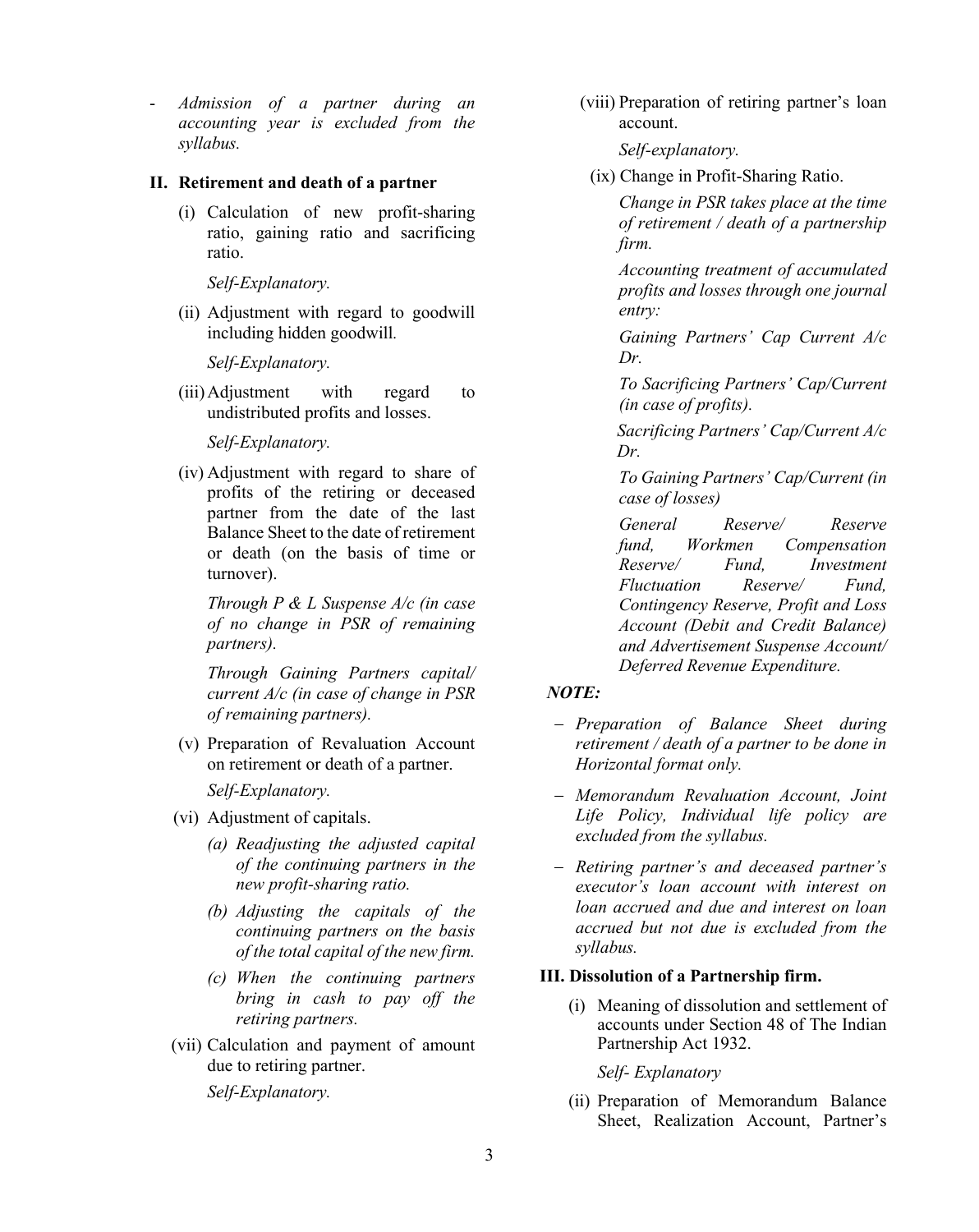- *Admission of a partner during an accounting year is excluded from the syllabus.*

## II. Retirement and death of a partner

(i) Calculation of new profit-sharing ratio, gaining ratio and sacrificing ratio.

*Self-Explanatory.*

(ii) Adjustment with regard to goodwill including hidden goodwill.

*Self-Explanatory.*

(iii) Adjustment with regard to undistributed profits and losses.

*Self-Explanatory.*

(iv) Adjustment with regard to share of profits of the retiring or deceased partner from the date of the last Balance Sheet to the date of retirement or death (on the basis of time or turnover).

*Through P & L Suspense A/c (in case of no change in PSR of remaining partners).*

*Through Gaining Partners capital/ current A/c (in case of change in PSR of remaining partners).*

(v) Preparation of Revaluation Account on retirement or death of a partner.

*Self-Explanatory.*

(vi) Adjustment of capitals.

*(a) Readjusting the adjusted capital of the continuing partners in the new profit-sharing ratio.*

*(b) Adjusting the capitals of the continuing partners on the basis of the total capital of the new firm.*

*(c) When the continuing partners bring in cash to pay off the retiring partners.*

(vii) Calculation and payment of amount due to retiring partner.

*Self-Explanatory.*

(viii) Preparation of retiring partner's loan account.

*Self-explanatory.*

(ix) Change in Profit-Sharing Ratio.

*Change in PSR takes place at the time of retirement / death of a partnership firm.*

*Accounting treatment of accumulated profits and losses through one journal entry:*

*Gaining Partners' Cap Current A/c Dr.*

*To Sacrificing Partners' Cap/Current (in case of profits).*

*Sacrificing Partners' Cap/Current A/c Dr.*

*To Gaining Partners' Cap/Current (in case of losses)*

*General Reserve/ Reserve fund, Workmen Compensation Reserve/ Fund, Investment Fluctuation Reserve/ Fund, Contingency Reserve, Profit and Loss Account (Debit and Credit Balance) and Advertisement Suspense Account/ Deferred Revenue Expenditure.*

***NOTE:***

- *Preparation of Balance Sheet during retirement / death of a partner to be done in Horizontal format only.*
- *Memorandum Revaluation Account, Joint Life Policy, Individual life policy are excluded from the syllabus.*
- *Retiring partner's and deceased partner's executor's loan account with interest on loan accrued and due and interest on loan accrued but not due is excluded from the syllabus.*

## III. Dissolution of a Partnership firm.

(i) Meaning of dissolution and settlement of accounts under Section 48 of The Indian Partnership Act 1932.

*Self- Explanatory*

(ii) Preparation of Memorandum Balance Sheet, Realization Account, Partner's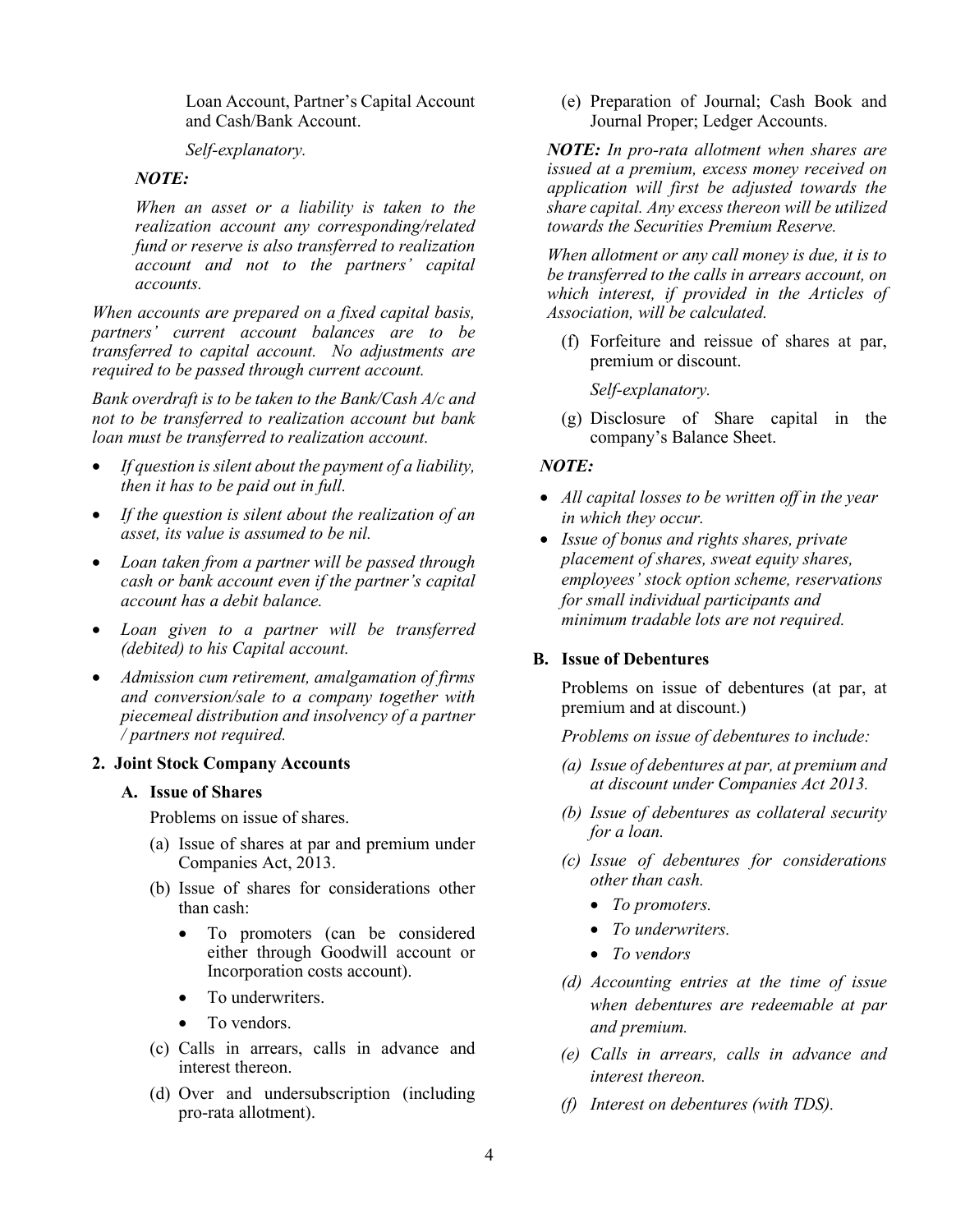Loan Account, Partner's Capital Account and Cash/Bank Account.

*Self-explanatory.*

***NOTE:***

*When an asset or a liability is taken to the realization account any corresponding/related fund or reserve is also transferred to realization account and not to the partners' capital accounts.*

*When accounts are prepared on a fixed capital basis, partners' current account balances are to be transferred to capital account. No adjustments are required to be passed through current account.*

*Bank overdraft is to be taken to the Bank/Cash A/c and not to be transferred to realization account but bank loan must be transferred to realization account.*

- *If question is silent about the payment of a liability, then it has to be paid out in full.*
- *If the question is silent about the realization of an asset, its value is assumed to be nil.*
- *Loan taken from a partner will be passed through cash or bank account even if the partner's capital account has a debit balance.*
- *Loan given to a partner will be transferred (debited) to his Capital account.*
- *Admission cum retirement, amalgamation of firms and conversion/sale to a company together with piecemeal distribution and insolvency of a partner / partners not required.*

**2. Joint Stock Company Accounts**

**A. Issue of Shares**

Problems on issue of shares.

(a) Issue of shares at par and premium under Companies Act, 2013.

(b) Issue of shares for considerations other than cash:

- To promoters (can be considered either through Goodwill account or Incorporation costs account).
- To underwriters.
- To vendors.

(c) Calls in arrears, calls in advance and interest thereon.

(d) Over and undersubscription (including pro-rata allotment).

(e) Preparation of Journal; Cash Book and Journal Proper; Ledger Accounts.

***NOTE:*** *In pro-rata allotment when shares are issued at a premium, excess money received on application will first be adjusted towards the share capital. Any excess thereon will be utilized towards the Securities Premium Reserve.*

*When allotment or any call money is due, it is to be transferred to the calls in arrears account, on which interest, if provided in the Articles of Association, will be calculated.*

(f) Forfeiture and reissue of shares at par, premium or discount.

*Self-explanatory.*

(g) Disclosure of Share capital in the company's Balance Sheet.

***NOTE:***

- *All capital losses to be written off in the year in which they occur.*
- *Issue of bonus and rights shares, private placement of shares, sweat equity shares, employees' stock option scheme, reservations for small individual participants and minimum tradable lots are not required.*

**B. Issue of Debentures**

Problems on issue of debentures (at par, at premium and at discount.)

*Problems on issue of debentures to include:*

*(a) Issue of debentures at par, at premium and at discount under Companies Act 2013.*

*(b) Issue of debentures as collateral security for a loan.*

*(c) Issue of debentures for considerations other than cash.*

- *To promoters.*
- *To underwriters.*
- *To vendors*

*(d) Accounting entries at the time of issue when debentures are redeemable at par and premium.*

*(e) Calls in arrears, calls in advance and interest thereon.*

*(f) Interest on debentures (with TDS).*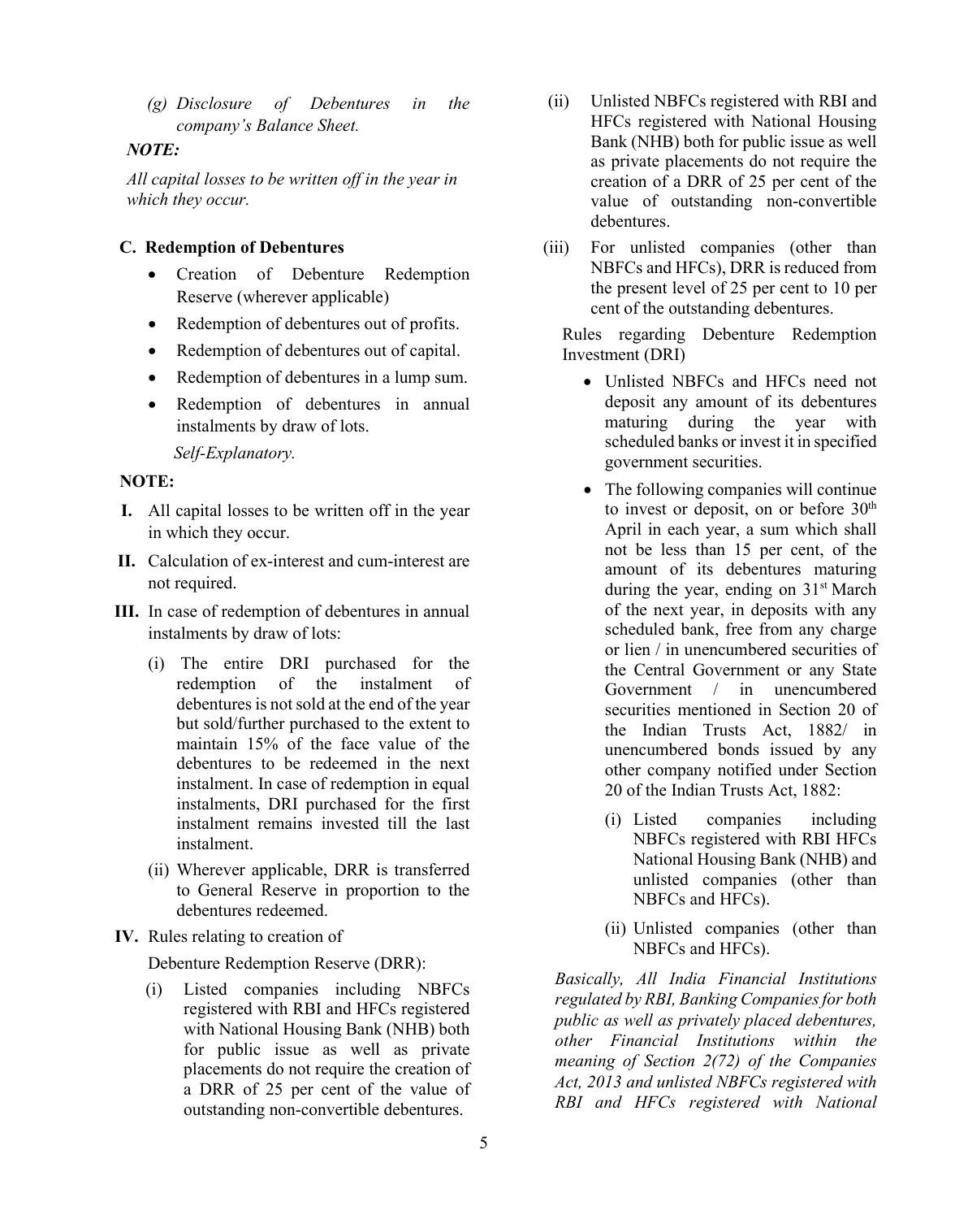*(g) Disclosure of Debentures in the company's Balance Sheet.*

***NOTE:***

*All capital losses to be written off in the year in which they occur.*

**C. Redemption of Debentures**

- Creation of Debenture Redemption Reserve (wherever applicable)
- Redemption of debentures out of profits.
- Redemption of debentures out of capital.
- Redemption of debentures in a lump sum.
- Redemption of debentures in annual instalments by draw of lots.

*Self-Explanatory.*

**NOTE:**

**I.** All capital losses to be written off in the year in which they occur.

**II.** Calculation of ex-interest and cum-interest are not required.

**III.** In case of redemption of debentures in annual instalments by draw of lots:

(i) The entire DRI purchased for the redemption of the instalment of debentures is not sold at the end of the year but sold/further purchased to the extent to maintain 15% of the face value of the debentures to be redeemed in the next instalment. In case of redemption in equal instalments, DRI purchased for the first instalment remains invested till the last instalment.

(ii) Wherever applicable, DRR is transferred to General Reserve in proportion to the debentures redeemed.

**IV.** Rules relating to creation of

Debenture Redemption Reserve (DRR):

(i) Listed companies including NBFCs registered with RBI and HFCs registered with National Housing Bank (NHB) both for public issue as well as private placements do not require the creation of a DRR of 25 per cent of the value of outstanding non-convertible debentures.

(ii) Unlisted NBFCs registered with RBI and HFCs registered with National Housing Bank (NHB) both for public issue as well as private placements do not require the creation of a DRR of 25 per cent of the value of outstanding non-convertible debentures.

(iii) For unlisted companies (other than NBFCs and HFCs), DRR is reduced from the present level of 25 per cent to 10 per cent of the outstanding debentures.

Rules regarding Debenture Redemption Investment (DRI)

- Unlisted NBFCs and HFCs need not deposit any amount of its debentures maturing during the year with scheduled banks or invest it in specified government securities.
- The following companies will continue to invest or deposit, on or before 30th April in each year, a sum which shall not be less than 15 per cent, of the amount of its debentures maturing during the year, ending on 31st March of the next year, in deposits with any scheduled bank, free from any charge or lien / in unencumbered securities of the Central Government or any State Government / in unencumbered securities mentioned in Section 20 of the Indian Trusts Act, 1882/ in unencumbered bonds issued by any other company notified under Section 20 of the Indian Trusts Act, 1882:

  (i) Listed companies including NBFCs registered with RBI HFCs National Housing Bank (NHB) and unlisted companies (other than NBFCs and HFCs).

  (ii) Unlisted companies (other than NBFCs and HFCs).

*Basically, All India Financial Institutions regulated by RBI, Banking Companies for both public as well as privately placed debentures, other Financial Institutions within the meaning of Section 2(72) of the Companies Act, 2013 and unlisted NBFCs registered with RBI and HFCs registered with National*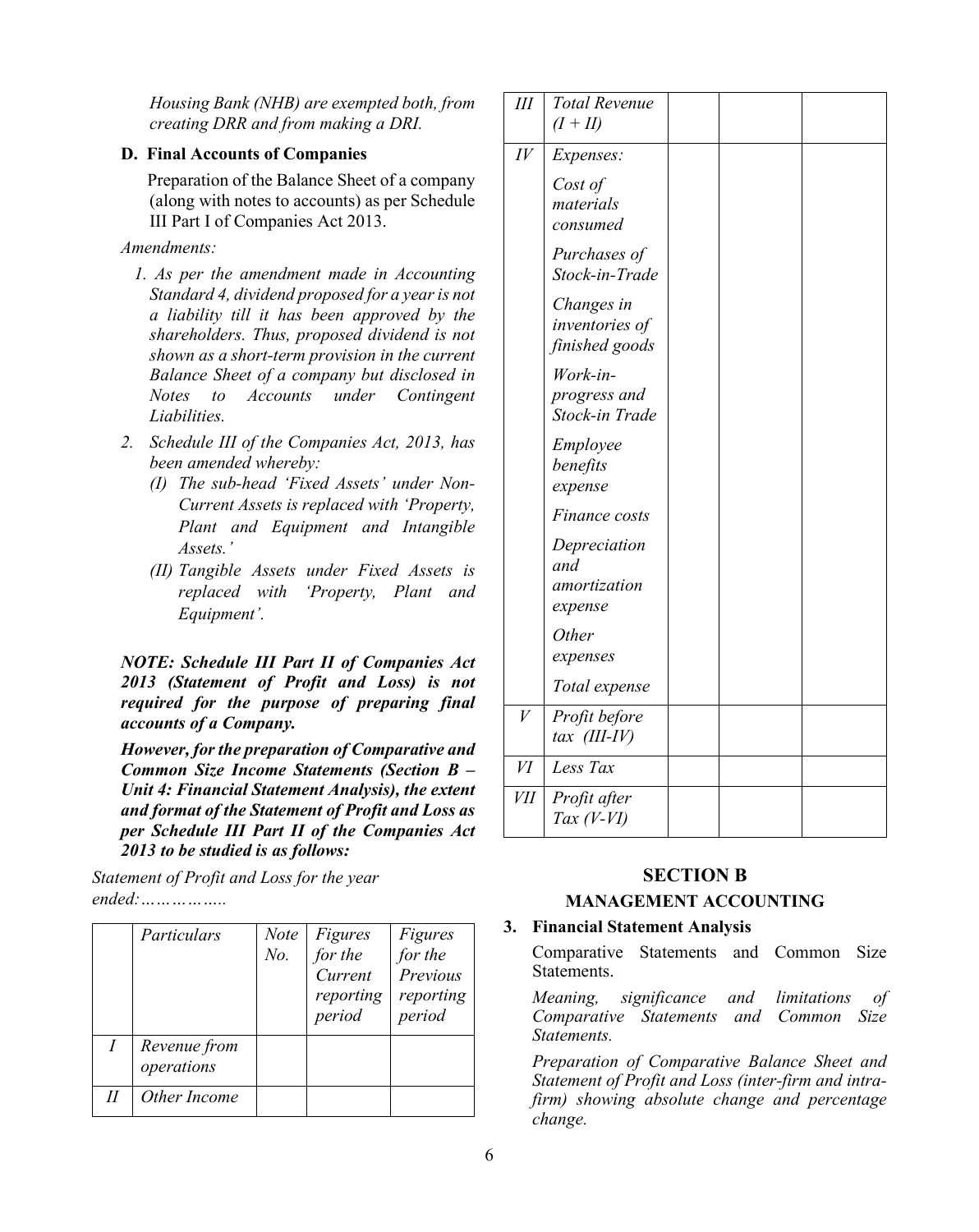*Housing Bank (NHB) are exempted both, from creating DRR and from making a DRI.*

**D. Final Accounts of Companies**

Preparation of the Balance Sheet of a company (along with notes to accounts) as per Schedule III Part I of Companies Act 2013.

*Amendments:*

1. *As per the amendment made in Accounting Standard 4, dividend proposed for a year is not a liability till it has been approved by the shareholders. Thus, proposed dividend is not shown as a short-term provision in the current Balance Sheet of a company but disclosed in Notes to Accounts under Contingent Liabilities.*
2. *Schedule III of the Companies Act, 2013, has been amended whereby:*
   - *(I) The sub-head 'Fixed Assets' under Non-Current Assets is replaced with 'Property, Plant and Equipment and Intangible Assets.'*
   - *(II) Tangible Assets under Fixed Assets is replaced with 'Property, Plant and Equipment'.*

***NOTE: Schedule III Part II of Companies Act 2013 (Statement of Profit and Loss) is not required for the purpose of preparing final accounts of a Company.***

***However, for the preparation of Comparative and Common Size Income Statements (Section B – Unit 4: Financial Statement Analysis), the extent and format of the Statement of Profit and Loss as per Schedule III Part II of the Companies Act 2013 to be studied is as follows:***

*Statement of Profit and Loss for the year ended:…………….*

| | *Particulars* | *Note No.* | *Figures for the Current reporting period* | *Figures for the Previous reporting period* |
|---|---|---|---|---|
| *I* | *Revenue from operations* | | | |
| *II* | *Other Income* | | | |
| *III* | *Total Revenue (I + II)* | | | |
| *IV* | *Expenses:*<br>*Cost of materials consumed*<br>*Purchases of Stock-in-Trade*<br>*Changes in inventories of finished goods*<br>*Work-in-progress and Stock-in Trade*<br>*Employee benefits expense*<br>*Finance costs*<br>*Depreciation and amortization expense*<br>*Other expenses*<br>*Total expense* | | | |
| *V* | *Profit before tax (III-IV)* | | | |
| *VI* | *Less Tax* | | | |
| *VII* | *Profit after Tax (V-VI)* | | | |

## SECTION B

## MANAGEMENT ACCOUNTING

**3. Financial Statement Analysis**

Comparative Statements and Common Size Statements.

*Meaning, significance and limitations of Comparative Statements and Common Size Statements.*

*Preparation of Comparative Balance Sheet and Statement of Profit and Loss (inter-firm and intra-firm) showing absolute change and percentage change.*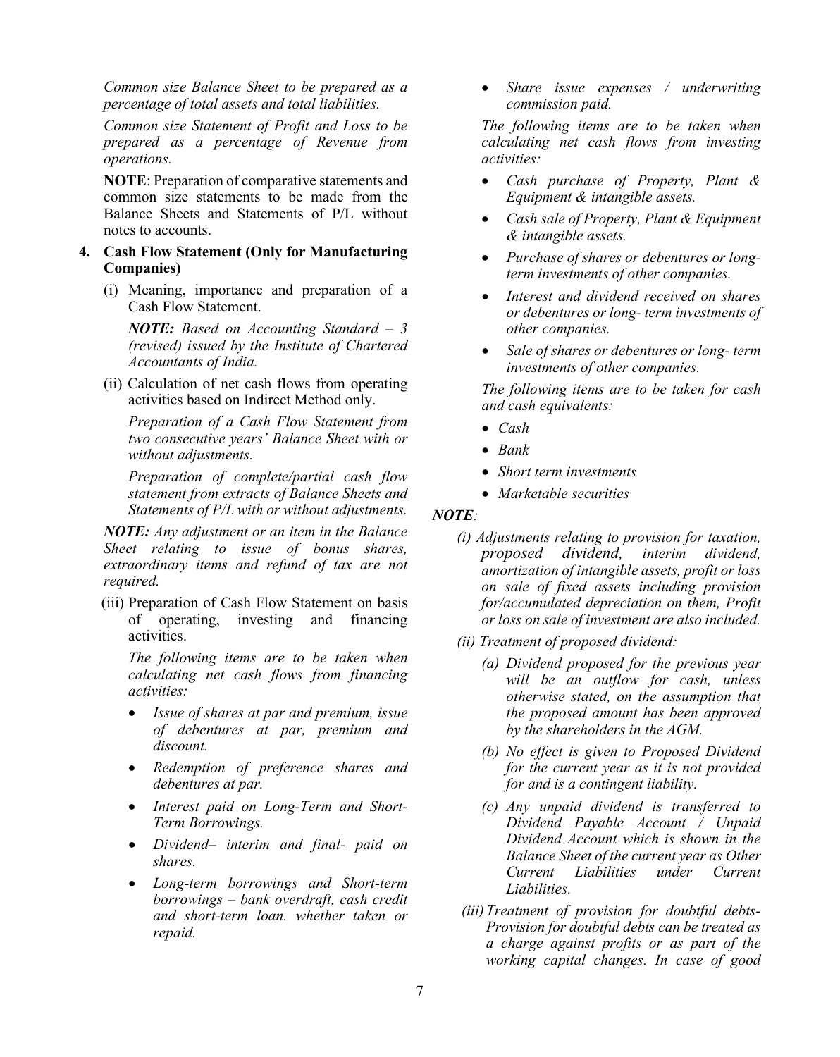*Common size Balance Sheet to be prepared as a percentage of total assets and total liabilities.*

*Common size Statement of Profit and Loss to be prepared as a percentage of Revenue from operations.*

**NOTE**: Preparation of comparative statements and common size statements to be made from the Balance Sheets and Statements of P/L without notes to accounts.

4. **Cash Flow Statement (Only for Manufacturing Companies)**

   (i) Meaning, importance and preparation of a Cash Flow Statement.

   ***NOTE:*** *Based on Accounting Standard – 3 (revised) issued by the Institute of Chartered Accountants of India.*

   (ii) Calculation of net cash flows from operating activities based on Indirect Method only.

   *Preparation of a Cash Flow Statement from two consecutive years' Balance Sheet with or without adjustments.*

   *Preparation of complete/partial cash flow statement from extracts of Balance Sheets and Statements of P/L with or without adjustments.*

   ***NOTE:*** *Any adjustment or an item in the Balance Sheet relating to issue of bonus shares, extraordinary items and refund of tax are not required.*

   (iii) Preparation of Cash Flow Statement on basis of operating, investing and financing activities.

   *The following items are to be taken when calculating net cash flows from financing activities:*

   - *Issue of shares at par and premium, issue of debentures at par, premium and discount.*
   - *Redemption of preference shares and debentures at par.*
   - *Interest paid on Long-Term and Short-Term Borrowings.*
   - *Dividend– interim and final- paid on shares.*
   - *Long-term borrowings and Short-term borrowings – bank overdraft, cash credit and short-term loan. whether taken or repaid.*
   - *Share issue expenses / underwriting commission paid.*

   *The following items are to be taken when calculating net cash flows from investing activities:*

   - *Cash purchase of Property, Plant & Equipment & intangible assets.*
   - *Cash sale of Property, Plant & Equipment & intangible assets.*
   - *Purchase of shares or debentures or long-term investments of other companies.*
   - *Interest and dividend received on shares or debentures or long- term investments of other companies.*
   - *Sale of shares or debentures or long- term investments of other companies.*

   *The following items are to be taken for cash and cash equivalents:*

   - *Cash*
   - *Bank*
   - *Short term investments*
   - *Marketable securities*

***NOTE**:*

*(i) Adjustments relating to provision for taxation, proposed dividend, interim dividend, amortization of intangible assets, profit or loss on sale of fixed assets including provision for/accumulated depreciation on them, Profit or loss on sale of investment are also included.*

*(ii) Treatment of proposed dividend:*

*(a) Dividend proposed for the previous year will be an outflow for cash, unless otherwise stated, on the assumption that the proposed amount has been approved by the shareholders in the AGM.*

*(b) No effect is given to Proposed Dividend for the current year as it is not provided for and is a contingent liability.*

*(c) Any unpaid dividend is transferred to Dividend Payable Account / Unpaid Dividend Account which is shown in the Balance Sheet of the current year as Other Current Liabilities under Current Liabilities.*

*(iii) Treatment of provision for doubtful debts- Provision for doubtful debts can be treated as a charge against profits or as part of the working capital changes. In case of good*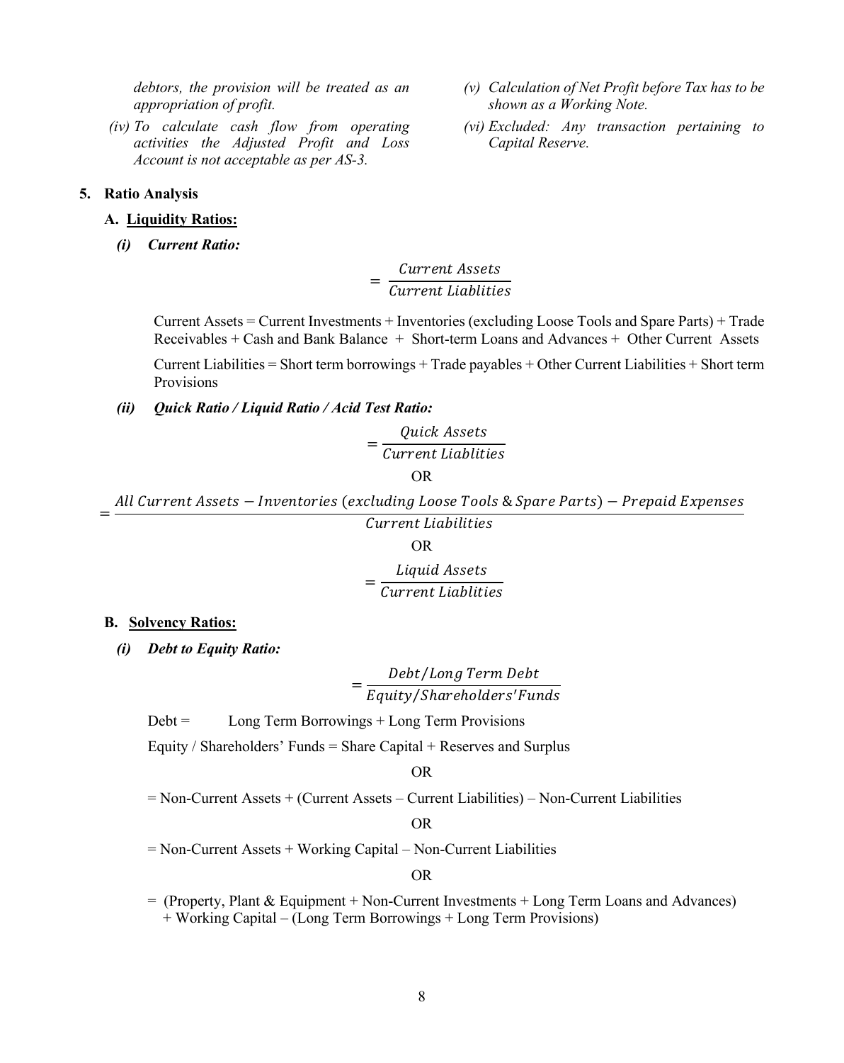*debtors, the provision will be treated as an appropriation of profit.*

*(iv) To calculate cash flow from operating activities the Adjusted Profit and Loss Account is not acceptable as per AS-3.*

*(v) Calculation of Net Profit before Tax has to be shown as a Working Note.*

*(vi) Excluded: Any transaction pertaining to Capital Reserve.*

**5. Ratio Analysis**

**A. <u>Liquidity Ratios:</u>**

***(i) Current Ratio:***

$$= \frac{Current\ Assets}{Current\ Liablities}$$

Current Assets = Current Investments + Inventories (excluding Loose Tools and Spare Parts) + Trade Receivables + Cash and Bank Balance + Short-term Loans and Advances + Other Current Assets

Current Liabilities = Short term borrowings + Trade payables + Other Current Liabilities + Short term Provisions

***(ii) Quick Ratio / Liquid Ratio / Acid Test Ratio:***

$$= \frac{Quick\ Assets}{Current\ Liablities}$$

OR

$$= \frac{All\ Current\ Assets - Inventories\ (excluding\ Loose\ Tools\ \&\ Spare\ Parts) - Prepaid\ Expenses}{Current\ Liabilities}$$

OR

$$= \frac{Liquid\ Assets}{Current\ Liablities}$$

**B. <u>Solvency Ratios:</u>**

***(i) Debt to Equity Ratio:***

$$= \frac{Debt/Long\ Term\ Debt}{Equity/Shareholders'Funds}$$

Debt = Long Term Borrowings + Long Term Provisions

Equity / Shareholders' Funds = Share Capital + Reserves and Surplus

OR

= Non-Current Assets + (Current Assets – Current Liabilities) – Non-Current Liabilities

OR

= Non-Current Assets + Working Capital – Non-Current Liabilities

OR

= (Property, Plant & Equipment + Non-Current Investments + Long Term Loans and Advances) + Working Capital – (Long Term Borrowings + Long Term Provisions)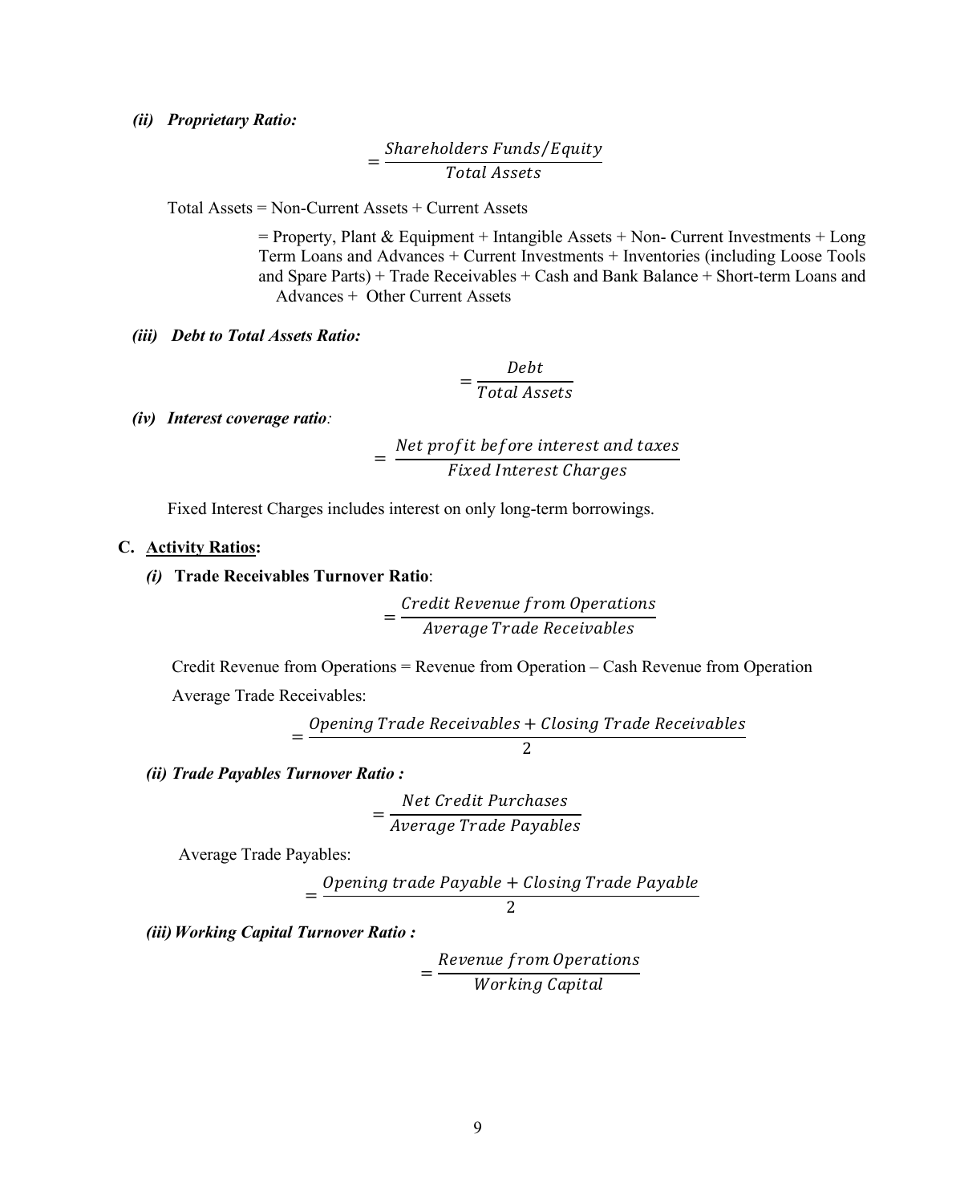***(ii) Proprietary Ratio:***

$$= \frac{Shareholders\ Funds/Equity}{Total\ Assets}$$

Total Assets = Non-Current Assets + Current Assets

= Property, Plant & Equipment + Intangible Assets + Non- Current Investments + Long Term Loans and Advances + Current Investments + Inventories (including Loose Tools and Spare Parts) + Trade Receivables + Cash and Bank Balance + Short-term Loans and Advances + Other Current Assets

***(iii) Debt to Total Assets Ratio:***

$$= \frac{Debt}{Total\ Assets}$$

***(iv) Interest coverage ratio:***

$$= \frac{Net\ profit\ before\ interest\ and\ taxes}{Fixed\ Interest\ Charges}$$

Fixed Interest Charges includes interest on only long-term borrowings.

**C. Activity Ratios:**

***(i)* Trade Receivables Turnover Ratio**:

$$= \frac{Credit\ Revenue\ from\ Operations}{Average\ Trade\ Receivables}$$

Credit Revenue from Operations = Revenue from Operation – Cash Revenue from Operation

Average Trade Receivables:

$$= \frac{Opening\ Trade\ Receivables + Closing\ Trade\ Receivables}{2}$$

***(ii) Trade Payables Turnover Ratio :***

$$= \frac{Net\ Credit\ Purchases}{Average\ Trade\ Payables}$$

Average Trade Payables:

$$= \frac{Opening\ trade\ Payable + Closing\ Trade\ Payable}{2}$$

***(iii) Working Capital Turnover Ratio :***

$$= \frac{Revenue\ from\ Operations}{Working\ Capital}$$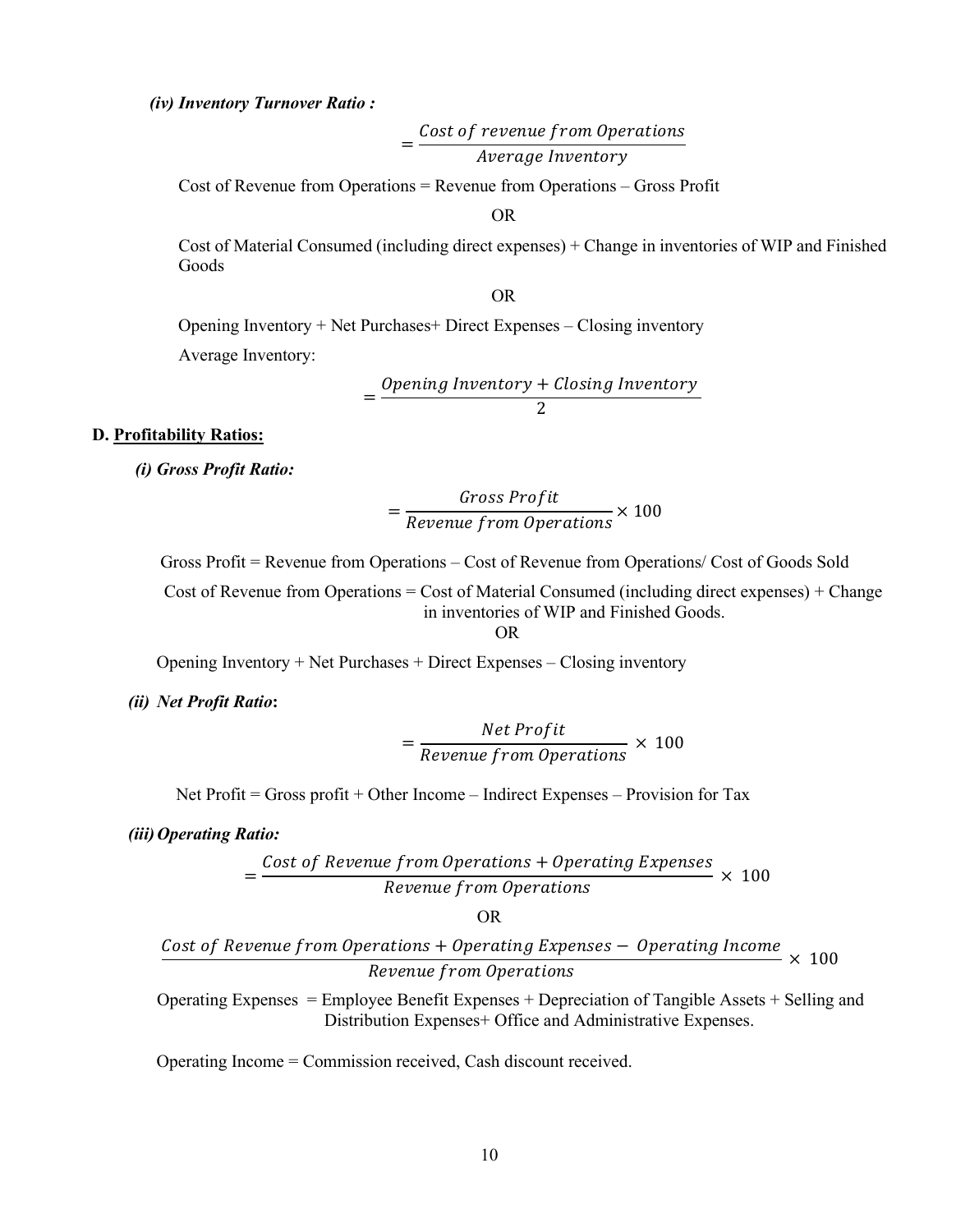***(iv) Inventory Turnover Ratio :***

$$= \frac{Cost\ of\ revenue\ from\ Operations}{Average\ Inventory}$$

Cost of Revenue from Operations = Revenue from Operations – Gross Profit

OR

Cost of Material Consumed (including direct expenses) + Change in inventories of WIP and Finished Goods

OR

Opening Inventory + Net Purchases+ Direct Expenses – Closing inventory

Average Inventory:

$$= \frac{Opening\ Inventory + Closing\ Inventory}{2}$$

**D. <u>Profitability Ratios:</u>**

***(i) Gross Profit Ratio:***

$$= \frac{Gross\ Profit}{Revenue\ from\ Operations} \times 100$$

Gross Profit = Revenue from Operations – Cost of Revenue from Operations/ Cost of Goods Sold

Cost of Revenue from Operations = Cost of Material Consumed (including direct expenses) + Change in inventories of WIP and Finished Goods.

OR

Opening Inventory + Net Purchases + Direct Expenses – Closing inventory

***(ii) Net Profit Ratio*:**

$$= \frac{Net\ Profit}{Revenue\ from\ Operations} \times 100$$

Net Profit = Gross profit + Other Income – Indirect Expenses – Provision for Tax

***(iii) Operating Ratio:***

$$= \frac{Cost\ of\ Revenue\ from\ Operations + Operating\ Expenses}{Revenue\ from\ Operations} \times 100$$

OR

$$\frac{Cost\ of\ Revenue\ from\ Operations + Operating\ Expenses - Operating\ Income}{Revenue\ from\ Operations} \times 100$$

Operating Expenses = Employee Benefit Expenses + Depreciation of Tangible Assets + Selling and Distribution Expenses+ Office and Administrative Expenses.

Operating Income = Commission received, Cash discount received.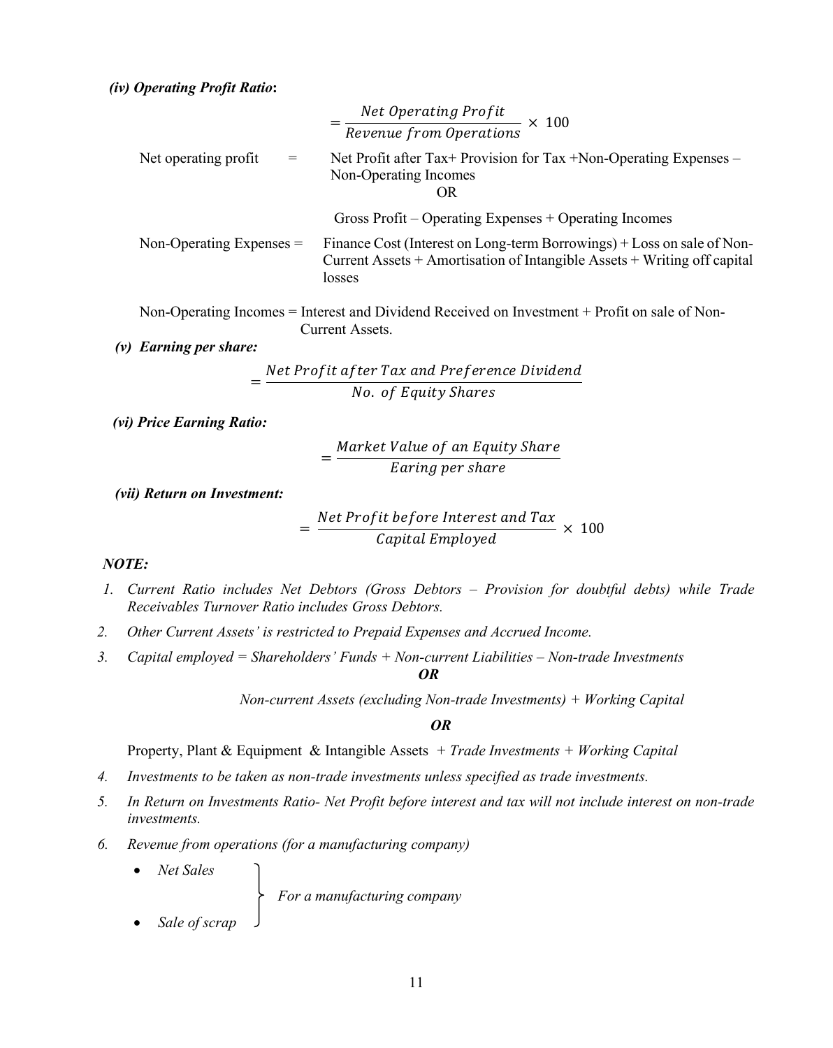***(iv) Operating Profit Ratio*:**

$$= \frac{Net\ Operating\ Profit}{Revenue\ from\ Operations} \times 100$$

Net operating profit = Net Profit after Tax+ Provision for Tax +Non-Operating Expenses – Non-Operating Incomes

OR

Gross Profit – Operating Expenses + Operating Incomes

Non-Operating Expenses = Finance Cost (Interest on Long-term Borrowings) + Loss on sale of Non-Current Assets + Amortisation of Intangible Assets + Writing off capital losses

Non-Operating Incomes = Interest and Dividend Received on Investment + Profit on sale of Non-Current Assets.

***(v) Earning per share:***

$$= \frac{Net\ Profit\ after\ Tax\ and\ Preference\ Dividend}{No.\ of\ Equity\ Shares}$$

***(vi) Price Earning Ratio:***

$$= \frac{Market\ Value\ of\ an\ Equity\ Share}{Earing\ per\ share}$$

***(vii) Return on Investment:***

$$= \frac{Net\ Profit\ before\ Interest\ and\ Tax}{Capital\ Employed} \times 100$$

***NOTE:***

1. *Current Ratio includes Net Debtors (Gross Debtors – Provision for doubtful debts) while Trade Receivables Turnover Ratio includes Gross Debtors.*
2. *Other Current Assets' is restricted to Prepaid Expenses and Accrued Income.*
3. *Capital employed = Shareholders' Funds + Non-current Liabilities – Non-trade Investments*

   ***OR***

   *Non-current Assets (excluding Non-trade Investments) + Working Capital*

   ***OR***

   Property, Plant & Equipment & Intangible Assets + *Trade Investments + Working Capital*
4. *Investments to be taken as non-trade investments unless specified as trade investments.*
5. *In Return on Investments Ratio- Net Profit before interest and tax will not include interest on non-trade investments.*
6. *Revenue from operations (for a manufacturing company)*
   - *Net Sales*
   - *Sale of scrap*

   } *For a manufacturing company*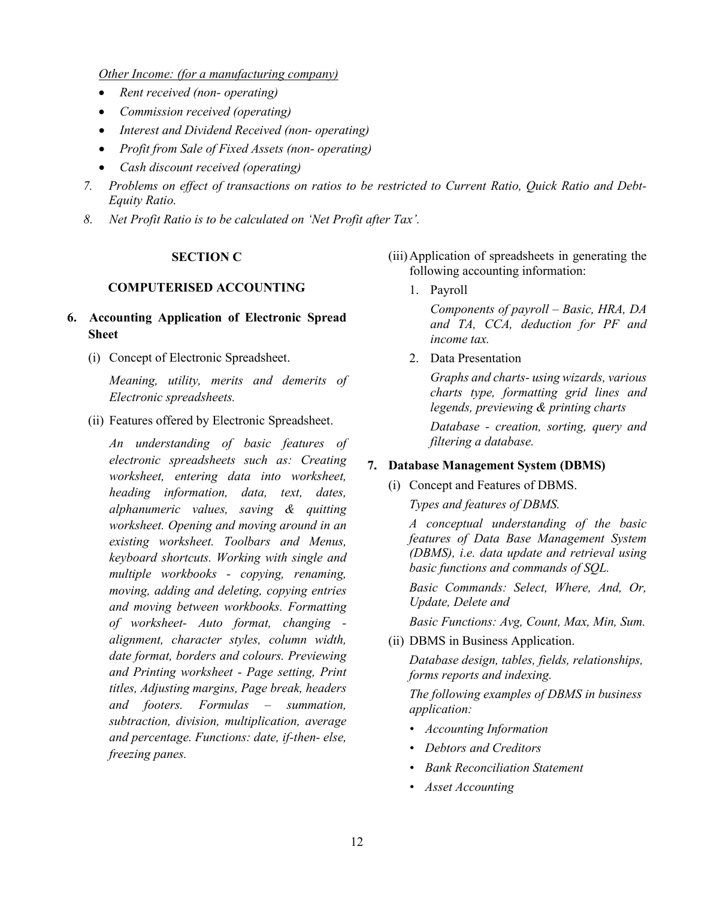*Other Income: (for a manufacturing company)*

- *Rent received (non- operating)*
- *Commission received (operating)*
- *Interest and Dividend Received (non- operating)*
- *Profit from Sale of Fixed Assets (non- operating)*
- *Cash discount received (operating)*

7. *Problems on effect of transactions on ratios to be restricted to Current Ratio, Quick Ratio and Debt-Equity Ratio.*
8. *Net Profit Ratio is to be calculated on 'Net Profit after Tax'.*

## SECTION C

## COMPUTERISED ACCOUNTING

### 6. Accounting Application of Electronic Spread Sheet

(i) Concept of Electronic Spreadsheet.

*Meaning, utility, merits and demerits of Electronic spreadsheets.*

(ii) Features offered by Electronic Spreadsheet.

*An understanding of basic features of electronic spreadsheets such as: Creating worksheet, entering data into worksheet, heading information, data, text, dates, alphanumeric values, saving & quitting worksheet. Opening and moving around in an existing worksheet. Toolbars and Menus, keyboard shortcuts. Working with single and multiple workbooks - copying, renaming, moving, adding and deleting, copying entries and moving between workbooks. Formatting of worksheet- Auto format, changing - alignment, character styles, column width, date format, borders and colours. Previewing and Printing worksheet - Page setting, Print titles, Adjusting margins, Page break, headers and footers. Formulas – summation, subtraction, division, multiplication, average and percentage. Functions: date, if-then- else, freezing panes.*

(iii) Application of spreadsheets in generating the following accounting information:

1. Payroll

   *Components of payroll – Basic, HRA, DA and TA, CCA, deduction for PF and income tax.*

2. Data Presentation

   *Graphs and charts- using wizards, various charts type, formatting grid lines and legends, previewing & printing charts*

   *Database - creation, sorting, query and filtering a database.*

### 7. Database Management System (DBMS)

(i) Concept and Features of DBMS.

*Types and features of DBMS.*

*A conceptual understanding of the basic features of Data Base Management System (DBMS), i.e. data update and retrieval using basic functions and commands of SQL.*

*Basic Commands: Select, Where, And, Or, Update, Delete and*

*Basic Functions: Avg, Count, Max, Min, Sum.*

(ii) DBMS in Business Application.

*Database design, tables, fields, relationships, forms reports and indexing.*

*The following examples of DBMS in business application:*

- *Accounting Information*
- *Debtors and Creditors*
- *Bank Reconciliation Statement*
- *Asset Accounting*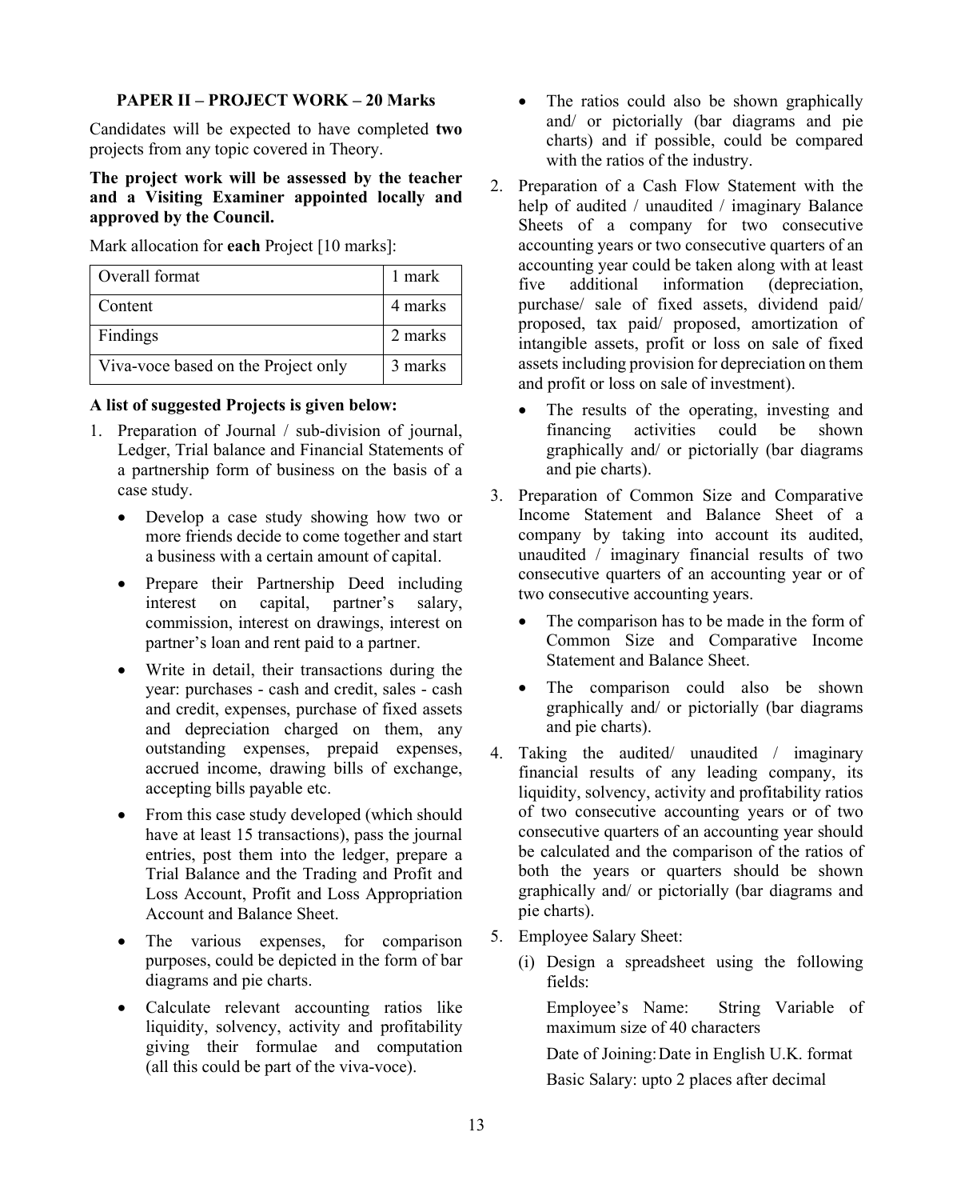**PAPER II – PROJECT WORK – 20 Marks**

Candidates will be expected to have completed **two** projects from any topic covered in Theory.

**The project work will be assessed by the teacher and a Visiting Examiner appointed locally and approved by the Council.**

Mark allocation for **each** Project [10 marks]:

| | |
|---|---|
| Overall format | 1 mark |
| Content | 4 marks |
| Findings | 2 marks |
| Viva-voce based on the Project only | 3 marks |

**A list of suggested Projects is given below:**

1. Preparation of Journal / sub-division of journal, Ledger, Trial balance and Financial Statements of a partnership form of business on the basis of a case study.
   - Develop a case study showing how two or more friends decide to come together and start a business with a certain amount of capital.
   - Prepare their Partnership Deed including interest on capital, partner's salary, commission, interest on drawings, interest on partner's loan and rent paid to a partner.
   - Write in detail, their transactions during the year: purchases - cash and credit, sales - cash and credit, expenses, purchase of fixed assets and depreciation charged on them, any outstanding expenses, prepaid expenses, accrued income, drawing bills of exchange, accepting bills payable etc.
   - From this case study developed (which should have at least 15 transactions), pass the journal entries, post them into the ledger, prepare a Trial Balance and the Trading and Profit and Loss Account, Profit and Loss Appropriation Account and Balance Sheet.
   - The various expenses, for comparison purposes, could be depicted in the form of bar diagrams and pie charts.
   - Calculate relevant accounting ratios like liquidity, solvency, activity and profitability giving their formulae and computation (all this could be part of the viva-voce).
   - The ratios could also be shown graphically and/ or pictorially (bar diagrams and pie charts) and if possible, could be compared with the ratios of the industry.
2. Preparation of a Cash Flow Statement with the help of audited / unaudited / imaginary Balance Sheets of a company for two consecutive accounting years or two consecutive quarters of an accounting year could be taken along with at least five additional information (depreciation, purchase/ sale of fixed assets, dividend paid/ proposed, tax paid/ proposed, amortization of intangible assets, profit or loss on sale of fixed assets including provision for depreciation on them and profit or loss on sale of investment).
   - The results of the operating, investing and financing activities could be shown graphically and/ or pictorially (bar diagrams and pie charts).
3. Preparation of Common Size and Comparative Income Statement and Balance Sheet of a company by taking into account its audited, unaudited / imaginary financial results of two consecutive quarters of an accounting year or of two consecutive accounting years.
   - The comparison has to be made in the form of Common Size and Comparative Income Statement and Balance Sheet.
   - The comparison could also be shown graphically and/ or pictorially (bar diagrams and pie charts).
4. Taking the audited/ unaudited / imaginary financial results of any leading company, its liquidity, solvency, activity and profitability ratios of two consecutive accounting years or of two consecutive quarters of an accounting year should be calculated and the comparison of the ratios of both the years or quarters should be shown graphically and/ or pictorially (bar diagrams and pie charts).
5. Employee Salary Sheet:

   (i) Design a spreadsheet using the following fields:

   Employee's Name: String Variable of maximum size of 40 characters

   Date of Joining: Date in English U.K. format

   Basic Salary: upto 2 places after decimal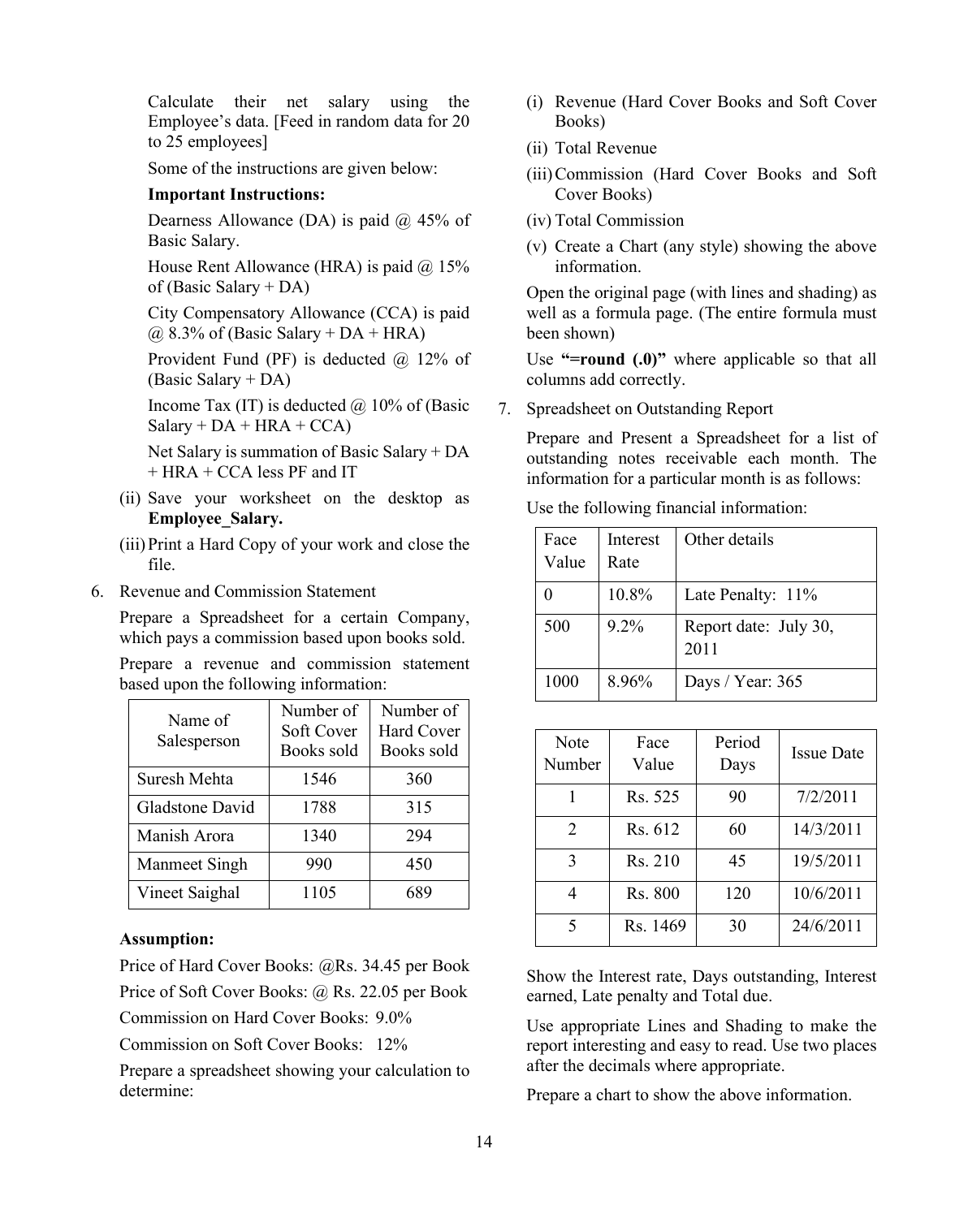Calculate their net salary using the Employee's data. [Feed in random data for 20 to 25 employees]

Some of the instructions are given below:

**Important Instructions:**

Dearness Allowance (DA) is paid @ 45% of Basic Salary.

House Rent Allowance (HRA) is paid @ 15% of (Basic Salary + DA)

City Compensatory Allowance (CCA) is paid @ 8.3% of (Basic Salary + DA + HRA)

Provident Fund (PF) is deducted @ 12% of (Basic Salary + DA)

Income Tax (IT) is deducted @ 10% of (Basic Salary + DA + HRA + CCA)

Net Salary is summation of Basic Salary + DA + HRA + CCA less PF and IT

(ii) Save your worksheet on the desktop as **Employee_Salary.**

(iii) Print a Hard Copy of your work and close the file.

6. Revenue and Commission Statement

Prepare a Spreadsheet for a certain Company, which pays a commission based upon books sold.

Prepare a revenue and commission statement based upon the following information:

| Name of Salesperson | Number of Soft Cover Books sold | Number of Hard Cover Books sold |
|---|---|---|
| Suresh Mehta | 1546 | 360 |
| Gladstone David | 1788 | 315 |
| Manish Arora | 1340 | 294 |
| Manmeet Singh | 990 | 450 |
| Vineet Saighal | 1105 | 689 |

**Assumption:**

Price of Hard Cover Books: @Rs. 34.45 per Book

Price of Soft Cover Books: @ Rs. 22.05 per Book

Commission on Hard Cover Books: 9.0%

Commission on Soft Cover Books: 12%

Prepare a spreadsheet showing your calculation to determine:

(i) Revenue (Hard Cover Books and Soft Cover Books)

(ii) Total Revenue

(iii) Commission (Hard Cover Books and Soft Cover Books)

(iv) Total Commission

(v) Create a Chart (any style) showing the above information.

Open the original page (with lines and shading) as well as a formula page. (The entire formula must been shown)

Use **"=round (.0)"** where applicable so that all columns add correctly.

7. Spreadsheet on Outstanding Report

Prepare and Present a Spreadsheet for a list of outstanding notes receivable each month. The information for a particular month is as follows:

Use the following financial information:

| Face Value | Interest Rate | Other details |
|---|---|---|
| 0 | 10.8% | Late Penalty: 11% |
| 500 | 9.2% | Report date: July 30, 2011 |
| 1000 | 8.96% | Days / Year: 365 |

| Note Number | Face Value | Period Days | Issue Date |
|---|---|---|---|
| 1 | Rs. 525 | 90 | 7/2/2011 |
| 2 | Rs. 612 | 60 | 14/3/2011 |
| 3 | Rs. 210 | 45 | 19/5/2011 |
| 4 | Rs. 800 | 120 | 10/6/2011 |
| 5 | Rs. 1469 | 30 | 24/6/2011 |

Show the Interest rate, Days outstanding, Interest earned, Late penalty and Total due.

Use appropriate Lines and Shading to make the report interesting and easy to read. Use two places after the decimals where appropriate.

Prepare a chart to show the above information.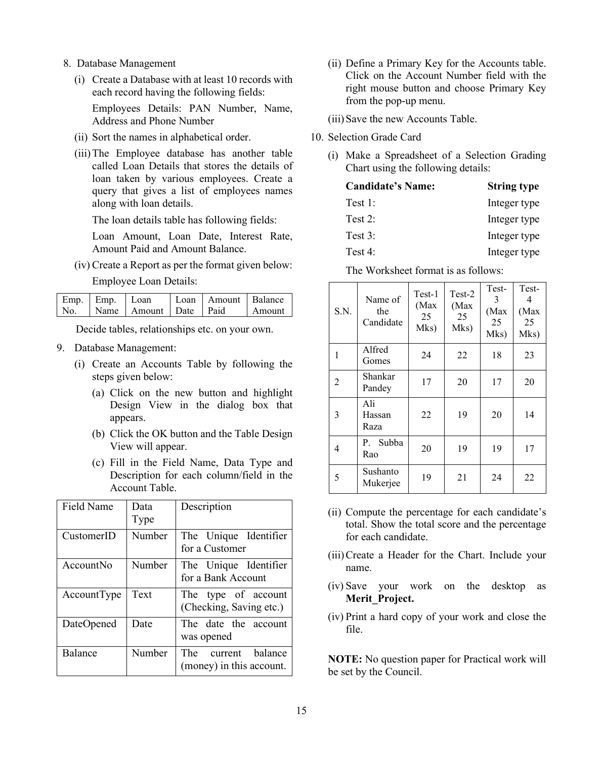8. Database Management

   (i) Create a Database with at least 10 records with each record having the following fields:

   Employees Details: PAN Number, Name, Address and Phone Number

   (ii) Sort the names in alphabetical order.

   (iii) The Employee database has another table called Loan Details that stores the details of loan taken by various employees. Create a query that gives a list of employees names along with loan details.

   The loan details table has following fields:

   Loan Amount, Loan Date, Interest Rate, Amount Paid and Amount Balance.

   (iv) Create a Report as per the format given below:

   Employee Loan Details:

| Emp. No. | Emp. Name | Loan Amount | Loan Date | Amount Paid | Balance Amount |
|---|---|---|---|---|---|

   Decide tables, relationships etc. on your own.

9. Database Management:

   (i) Create an Accounts Table by following the steps given below:

   (a) Click on the new button and highlight Design View in the dialog box that appears.

   (b) Click the OK button and the Table Design View will appear.

   (c) Fill in the Field Name, Data Type and Description for each column/field in the Account Table.

| Field Name | Data Type | Description |
|---|---|---|
| CustomerID | Number | The Unique Identifier for a Customer |
| AccountNo | Number | The Unique Identifier for a Bank Account |
| AccountType | Text | The type of account (Checking, Saving etc.) |
| DateOpened | Date | The date the account was opened |
| Balance | Number | The current balance (money) in this account. |

   (ii) Define a Primary Key for the Accounts table. Click on the Account Number field with the right mouse button and choose Primary Key from the pop-up menu.

   (iii) Save the new Accounts Table.

10. Selection Grade Card

   (i) Make a Spreadsheet of a Selection Grading Chart using the following details:

| **Candidate's Name:** | **String type** |
|---|---|
| Test 1: | Integer type |
| Test 2: | Integer type |
| Test 3: | Integer type |
| Test 4: | Integer type |

   The Worksheet format is as follows:

| S.N. | Name of the Candidate | Test-1 (Max 25 Mks) | Test-2 (Max 25 Mks) | Test-3 (Max 25 Mks) | Test-4 (Max 25 Mks) |
|---|---|---|---|---|---|
| 1 | Alfred Gomes | 24 | 22 | 18 | 23 |
| 2 | Shankar Pandey | 17 | 20 | 17 | 20 |
| 3 | Ali Hassan Raza | 22 | 19 | 20 | 14 |
| 4 | P. Subba Rao | 20 | 19 | 19 | 17 |
| 5 | Sushanto Mukerjee | 19 | 21 | 24 | 22 |

   (ii) Compute the percentage for each candidate's total. Show the total score and the percentage for each candidate.

   (iii) Create a Header for the Chart. Include your name.

   (iv) Save your work on the desktop as **Merit_Project.**

   (iv) Print a hard copy of your work and close the file.

**NOTE:** No question paper for Practical work will be set by the Council.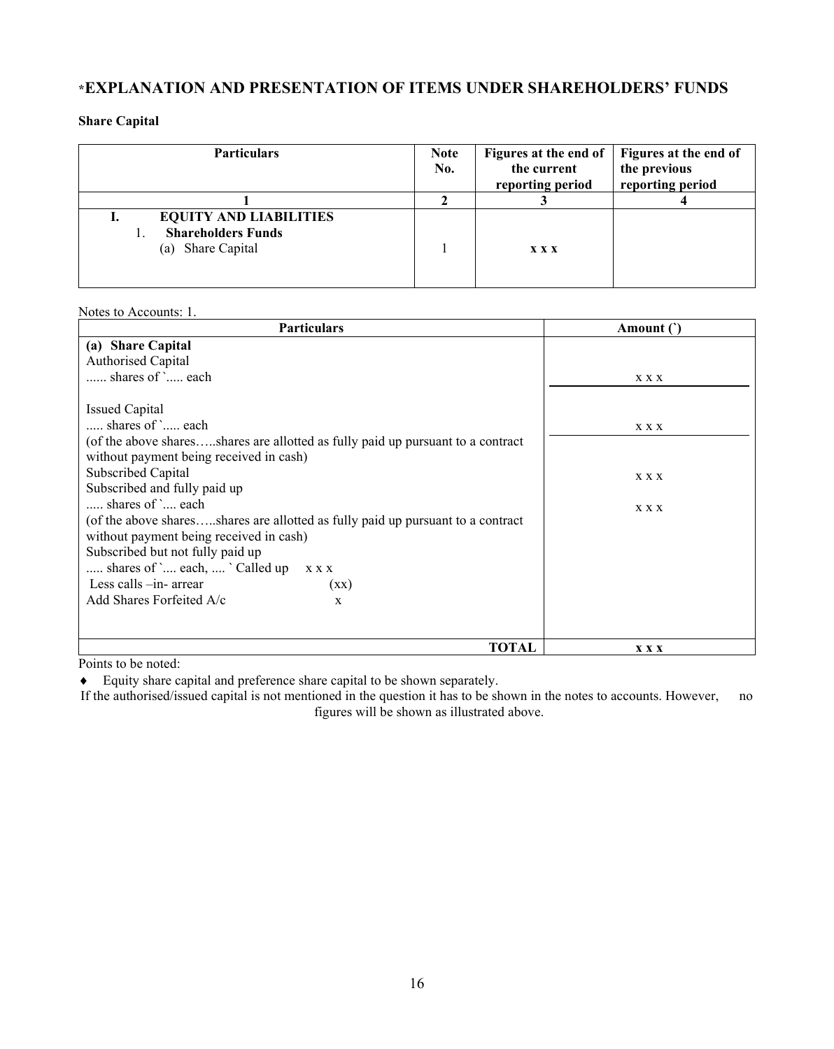## *EXPLANATION AND PRESENTATION OF ITEMS UNDER SHAREHOLDERS' FUNDS

**Share Capital**

| Particulars | Note No. | Figures at the end of the current reporting period | Figures at the end of the previous reporting period |
|---|---|---|---|
| 1 | 2 | 3 | 4 |
| **I. EQUITY AND LIABILITIES**<br>1. **Shareholders Funds**<br>(a) Share Capital | 1 | **x x x** | |

Notes to Accounts: 1.

| Particulars | Amount (`) |
|---|---|
| **(a) Share Capital** | |
| Authorised Capital | |
| ...... shares of `..... each | x x x |
| Issued Capital | |
| ..... shares of `..... each | x x x |
| (of the above shares…..shares are allotted as fully paid up pursuant to a contract without payment being received in cash) | |
| Subscribed Capital | x x x |
| Subscribed and fully paid up | |
| ..... shares of `.... each | x x x |
| (of the above shares…..shares are allotted as fully paid up pursuant to a contract without payment being received in cash) | |
| Subscribed but not fully paid up | |
| ..... shares of `.... each, .... ` Called up x x x | |
| Less calls –in- arrear (xx) | |
| Add Shares Forfeited A/c x | |
| **TOTAL** | **x x x** |

Points to be noted:

- Equity share capital and preference share capital to be shown separately.

If the authorised/issued capital is not mentioned in the question it has to be shown in the notes to accounts. However, no figures will be shown as illustrated above.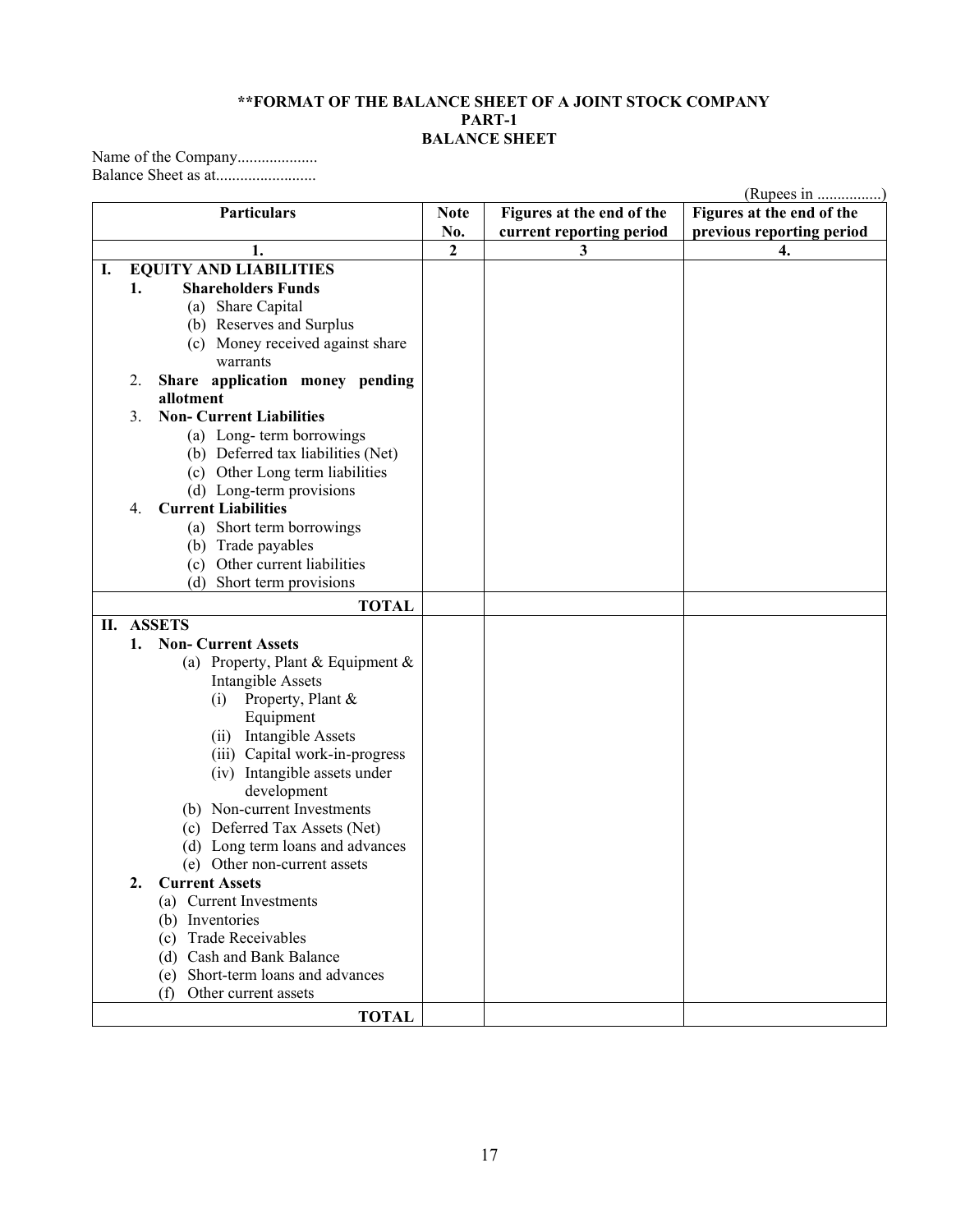**FORMAT OF THE BALANCE SHEET OF A JOINT STOCK COMPANY

**PART-1**

**BALANCE SHEET**

Name of the Company...................

Balance Sheet as at........................

(Rupees in ...............)

| Particulars | Note No. | Figures at the end of the current reporting period | Figures at the end of the previous reporting period |
|---|---|---|---|
| 1. | 2 | 3 | 4. |
| **I. EQUITY AND LIABILITIES** | | | |
| **1. Shareholders Funds** | | | |
| (a) Share Capital | | | |
| (b) Reserves and Surplus | | | |
| (c) Money received against share warrants | | | |
| **2. Share application money pending allotment** | | | |
| **3. Non- Current Liabilities** | | | |
| (a) Long- term borrowings | | | |
| (b) Deferred tax liabilities (Net) | | | |
| (c) Other Long term liabilities | | | |
| (d) Long-term provisions | | | |
| **4. Current Liabilities** | | | |
| (a) Short term borrowings | | | |
| (b) Trade payables | | | |
| (c) Other current liabilities | | | |
| (d) Short term provisions | | | |
| **TOTAL** | | | |
| **II. ASSETS** | | | |
| **1. Non- Current Assets** | | | |
| (a) Property, Plant & Equipment & Intangible Assets | | | |
| (i) Property, Plant & Equipment | | | |
| (ii) Intangible Assets | | | |
| (iii) Capital work-in-progress | | | |
| (iv) Intangible assets under development | | | |
| (b) Non-current Investments | | | |
| (c) Deferred Tax Assets (Net) | | | |
| (d) Long term loans and advances | | | |
| (e) Other non-current assets | | | |
| **2. Current Assets** | | | |
| (a) Current Investments | | | |
| (b) Inventories | | | |
| (c) Trade Receivables | | | |
| (d) Cash and Bank Balance | | | |
| (e) Short-term loans and advances | | | |
| (f) Other current assets | | | |
| **TOTAL** | | | |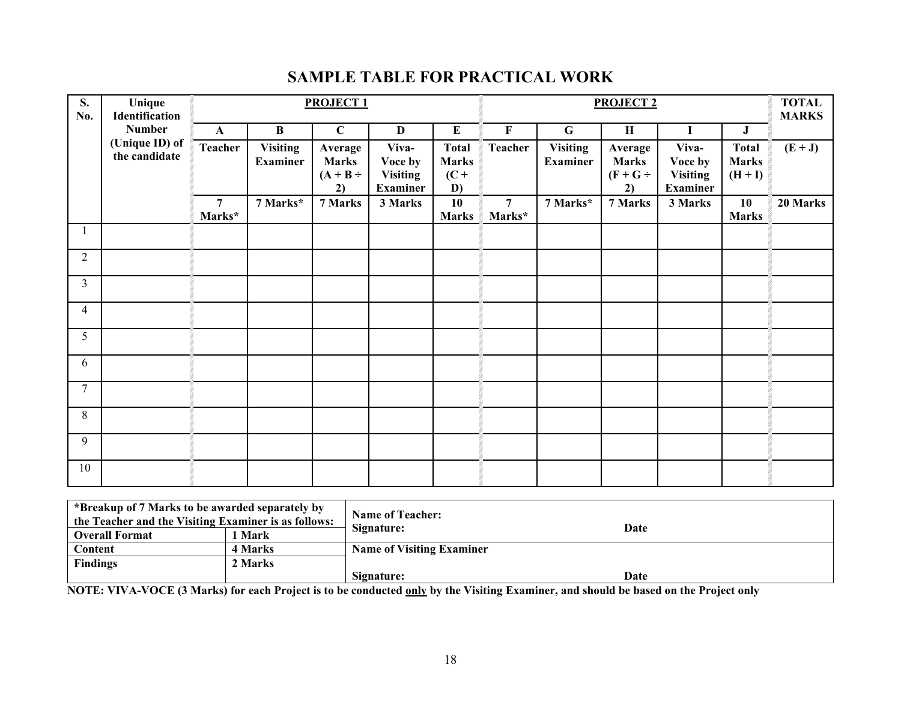# SAMPLE TABLE FOR PRACTICAL WORK

| S. No. | Unique Identification Number (Unique ID) of the candidate | PROJECT 1 | | | | | PROJECT 2 | | | | | TOTAL MARKS |
|---|---|---|---|---|---|---|---|---|---|---|---|---|
| | | A | B | C | D | E | F | G | H | I | J | |
| | | Teacher | Visiting Examiner | Average Marks (A + B ÷ 2) | Viva-Voce by Visiting Examiner | Total Marks (C + D) | Teacher | Visiting Examiner | Average Marks (F + G ÷ 2) | Viva-Voce by Visiting Examiner | Total Marks (H + I) | (E + J) |
| | | 7 Marks* | 7 Marks* | 7 Marks | 3 Marks | 10 Marks | 7 Marks* | 7 Marks* | 7 Marks | 3 Marks | 10 Marks | 20 Marks |
| 1 | | | | | | | | | | | | |
| 2 | | | | | | | | | | | | |
| 3 | | | | | | | | | | | | |
| 4 | | | | | | | | | | | | |
| 5 | | | | | | | | | | | | |
| 6 | | | | | | | | | | | | |
| 7 | | | | | | | | | | | | |
| 8 | | | | | | | | | | | | |
| 9 | | | | | | | | | | | | |
| 10 | | | | | | | | | | | | |

| *Breakup of 7 Marks to be awarded separately by the Teacher and the Visiting Examiner is as follows: | | |
|---|---|---|
| Overall Format | 1 Mark | Name of Teacher: Signature: Date |
| Content | 4 Marks | Name of Visiting Examiner |
| Findings | 2 Marks | Signature: Date |

**NOTE: VIVA-VOCE (3 Marks) for each Project is to be conducted only by the Visiting Examiner, and should be based on the Project only**